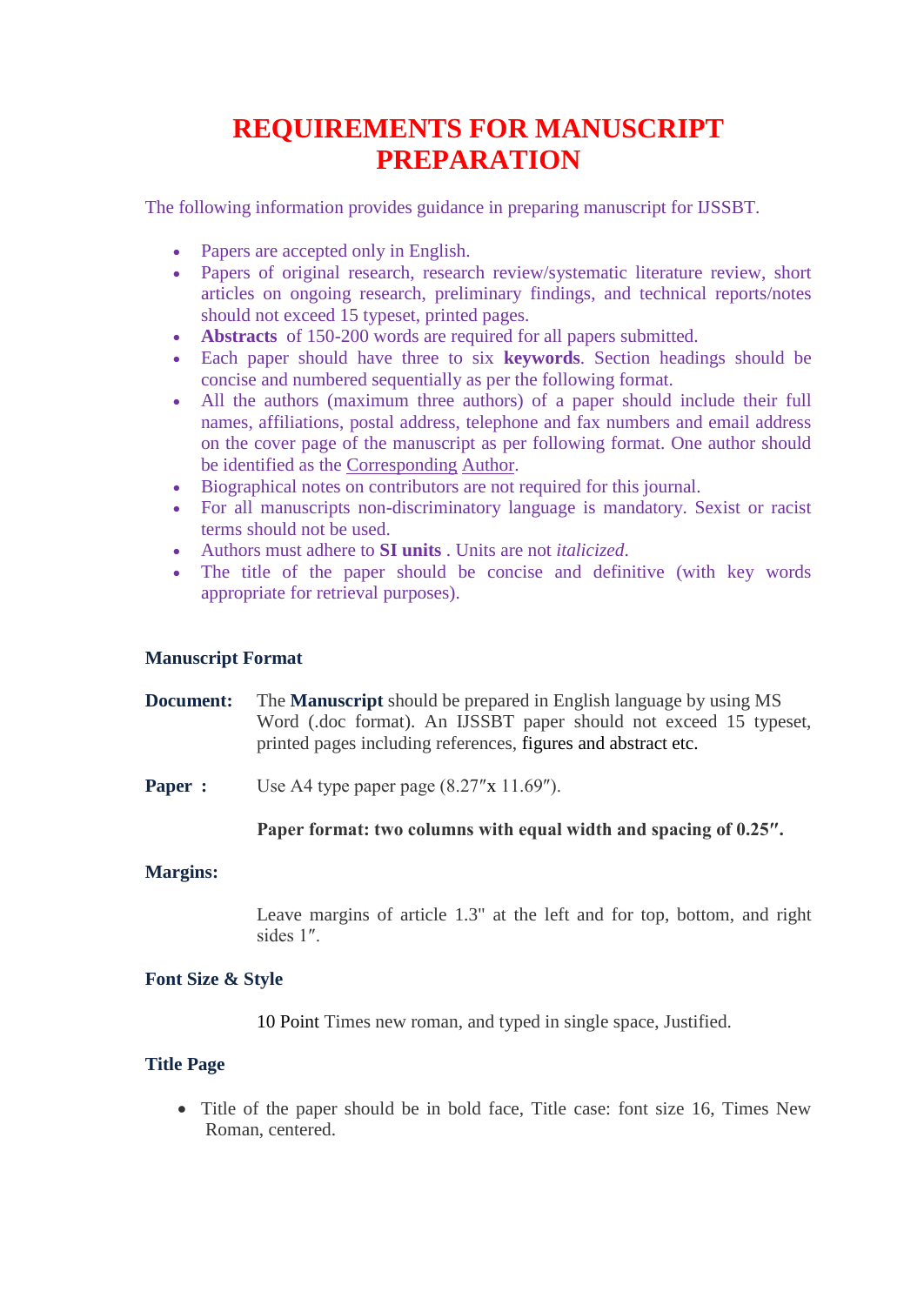# REQUIREMENTS FOR MANUSCRIPT PREPARATION

The following information provides guidance in preparing manuscript for IJSSBT.

- Papers are accepted only in English.
- Papers of original research, research review/systematic literature review, short articles on ongoing research, preliminary findings, and technical reports/notes should not exceed 15 typeset, printed pages.
- **Abstracts** of 150-200 words are required for all papers submitted.
- Each paper should have three to six **keywords**. Section headings should be concise and numbered sequentially as per the following format.
- All the authors (maximum three authors) of a paper should include their full names, affiliations, postal address, telephone and fax numbers and email address on the cover page of the manuscript as per following format. One author should be identified as the Corresponding Author.
- Biographical notes on contributors are not required for this journal.
- For all manuscripts non-discriminatory language is mandatory. Sexist or racist terms should not be used.
- Authors must adhere to **SI units** . Units are not *italicized*.
- The title of the paper should be concise and definitive (with key words appropriate for retrieval purposes).

**Manuscript Format**

**Document:** The **Manuscript** should be prepared in English language by using MS Word (.doc format). An IJSSBT paper should not exceed 15 typeset, printed pages including references, figures and abstract etc.

**Paper :** Use A4 type paper page (8.27″x 11.69″).

**Paper format: two columns with equal width and spacing of 0.25″.**

**Margins:**

Leave margins of article 1.3" at the left and for top, bottom, and right sides 1″.

**Font Size & Style**

10 Point Times new roman, and typed in single space, Justified.

**Title Page**

- Title of the paper should be in bold face, Title case: font size 16, Times New Roman, centered.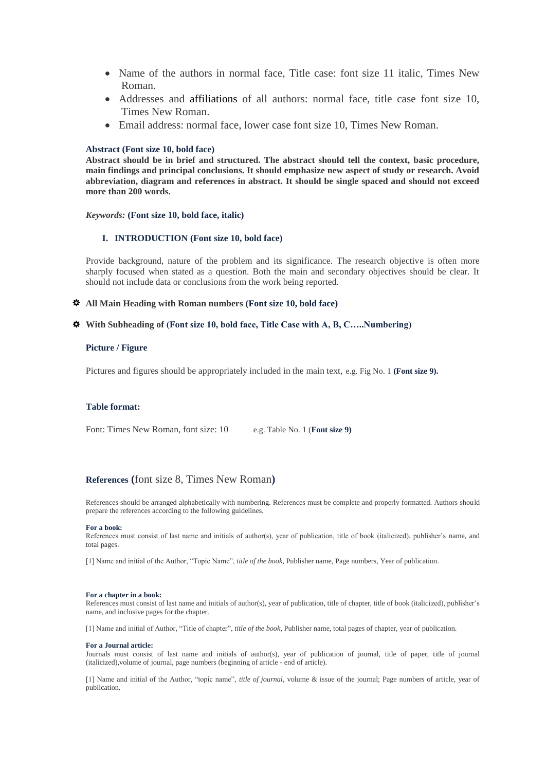- Name of the authors in normal face, Title case: font size 11 italic, Times New Roman.
- Addresses and affiliations of all authors: normal face, title case font size 10, Times New Roman.
- Email address: normal face, lower case font size 10, Times New Roman.

**Abstract (Font size 10, bold face)**

**Abstract should be in brief and structured. The abstract should tell the context, basic procedure, main findings and principal conclusions. It should emphasize new aspect of study or research. Avoid abbreviation, diagram and references in abstract. It should be single spaced and should not exceed more than 200 words.**

***Keywords:*** **(Font size 10, bold face, italic)**

## I. INTRODUCTION (Font size 10, bold face)

Provide background, nature of the problem and its significance. The research objective is often more sharply focused when stated as a question. Both the main and secondary objectives should be clear. It should not include data or conclusions from the work being reported.

- **All Main Heading with Roman numbers (Font size 10, bold face)**
- **With Subheading of (Font size 10, bold face, Title Case with A, B, C…..Numbering)**

### Picture / Figure

Pictures and figures should be appropriately included in the main text, e.g. Fig No. 1 **(Font size 9).**

### Table format:

Font: Times New Roman, font size: 10 e.g. Table No. 1 (**Font size 9)**

## References (font size 8, Times New Roman)

References should be arranged alphabetically with numbering. References must be complete and properly formatted. Authors should prepare the references according to the following guidelines.

**For a book:**

References must consist of last name and initials of author(s), year of publication, title of book (italicized), publisher's name, and total pages.

[1] Name and initial of the Author, "Topic Name", *title of the book*, Publisher name, Page numbers, Year of publication.

**For a chapter in a book:**

References must consist of last name and initials of author(s), year of publication, title of chapter, title of book (italicized), publisher's name, and inclusive pages for the chapter.

[1] Name and initial of Author, "Title of chapter", *title of the book*, Publisher name, total pages of chapter, year of publication.

**For a Journal article:**

Journals must consist of last name and initials of author(s), year of publication of journal, title of paper, title of journal (italicized),volume of journal, page numbers (beginning of article - end of article).

[1] Name and initial of the Author, "topic name", *title of journal*, volume & issue of the journal; Page numbers of article, year of publication.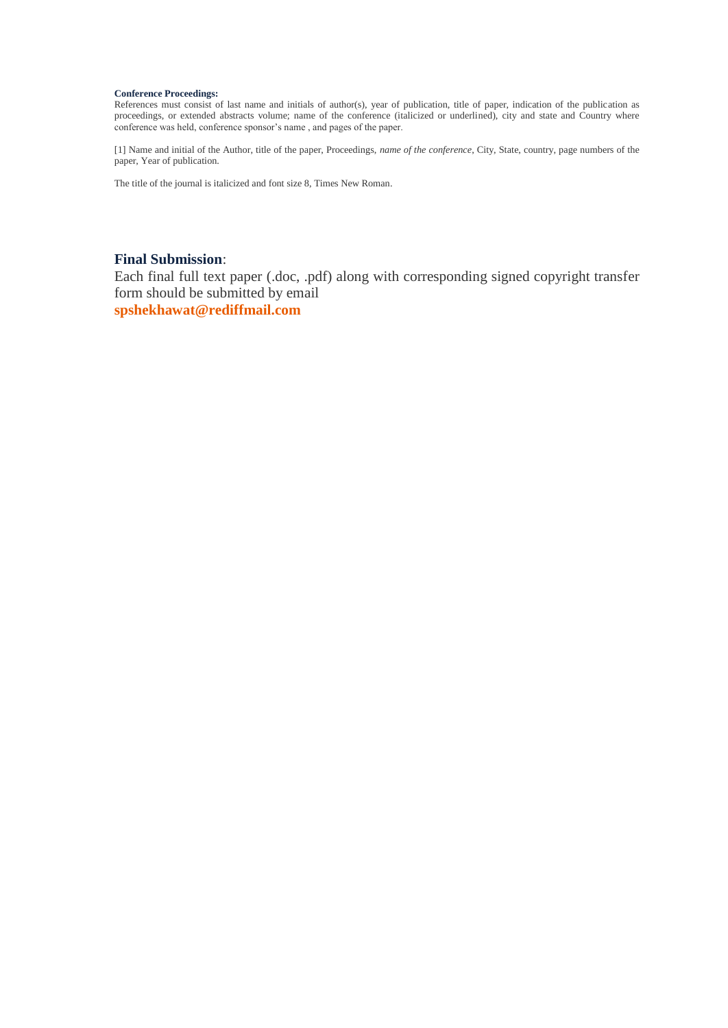**Conference Proceedings:**

References must consist of last name and initials of author(s), year of publication, title of paper, indication of the publication as proceedings, or extended abstracts volume; name of the conference (italicized or underlined), city and state and Country where conference was held, conference sponsor's name , and pages of the paper.

[1] Name and initial of the Author, title of the paper, Proceedings, *name of the conference*, City, State, country, page numbers of the paper, Year of publication.

The title of the journal is italicized and font size 8, Times New Roman.

## **Final Submission**:

Each final full text paper (.doc, .pdf) along with corresponding signed copyright transfer form should be submitted by email

**spshekhawat@rediffmail.com**